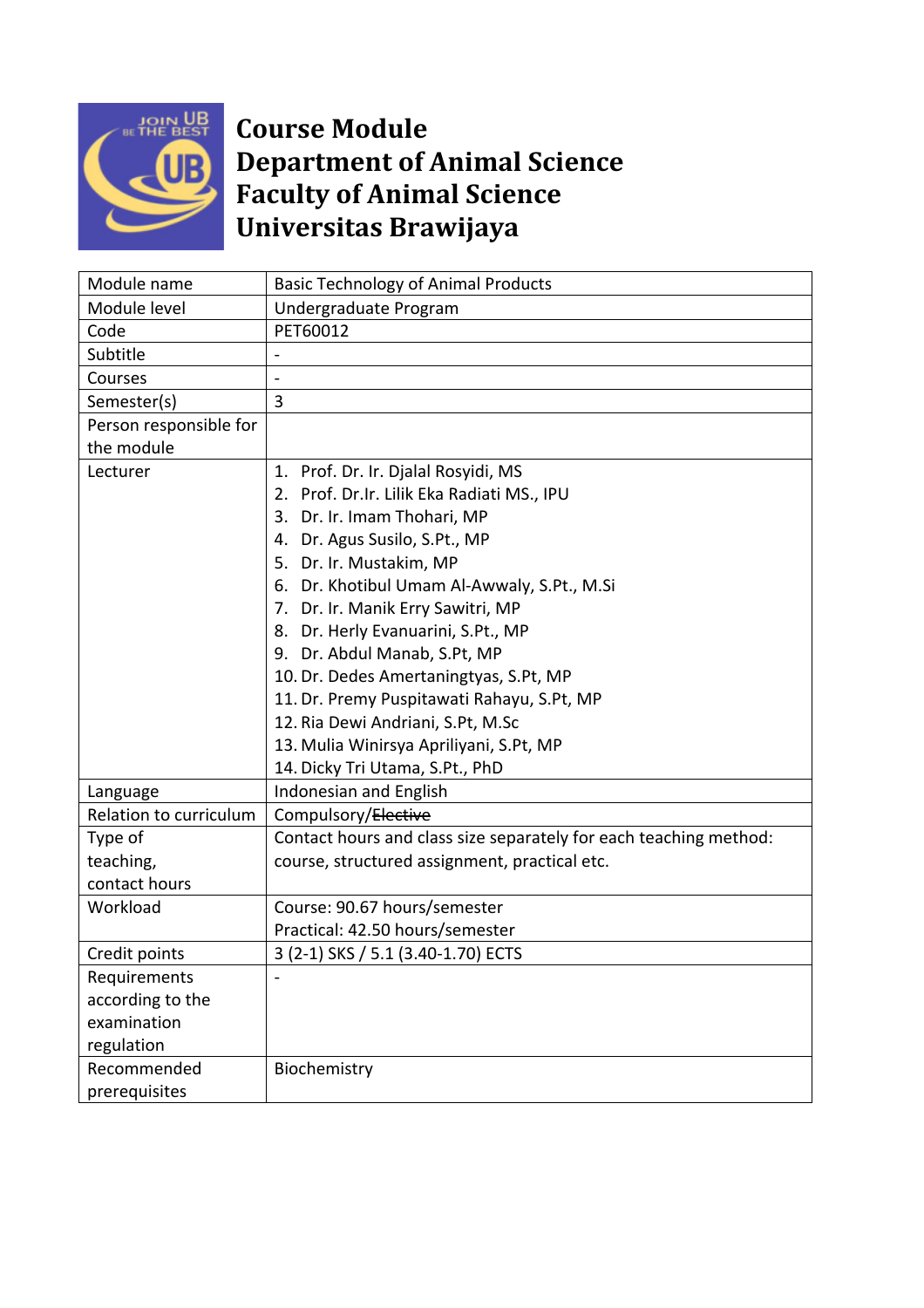# Course Module
# Department of Animal Science
# Faculty of Animal Science
# Universitas Brawijaya

| Module name | Basic Technology of Animal Products |
|---|---|
| Module level | Undergraduate Program |
| Code | PET60012 |
| Subtitle | - |
| Courses | - |
| Semester(s) | 3 |
| Person responsible for the module | |
| Lecturer | 1. Prof. Dr. Ir. Djalal Rosyidi, MS<br>2. Prof. Dr.Ir. Lilik Eka Radiati MS., IPU<br>3. Dr. Ir. Imam Thohari, MP<br>4. Dr. Agus Susilo, S.Pt., MP<br>5. Dr. Ir. Mustakim, MP<br>6. Dr. Khotibul Umam Al-Awwaly, S.Pt., M.Si<br>7. Dr. Ir. Manik Erry Sawitri, MP<br>8. Dr. Herly Evanuarini, S.Pt., MP<br>9. Dr. Abdul Manab, S.Pt, MP<br>10. Dr. Dedes Amertaningtyas, S.Pt, MP<br>11. Dr. Premy Puspitawati Rahayu, S.Pt, MP<br>12. Ria Dewi Andriani, S.Pt, M.Sc<br>13. Mulia Winirsya Apriliyani, S.Pt, MP<br>14. Dicky Tri Utama, S.Pt., PhD |
| Language | Indonesian and English |
| Relation to curriculum | Compulsory/~~Elective~~ |
| Type of teaching, contact hours | Contact hours and class size separately for each teaching method: course, structured assignment, practical etc. |
| Workload | Course: 90.67 hours/semester<br>Practical: 42.50 hours/semester |
| Credit points | 3 (2-1) SKS / 5.1 (3.40-1.70) ECTS |
| Requirements according to the examination regulation | - |
| Recommended prerequisites | Biochemistry |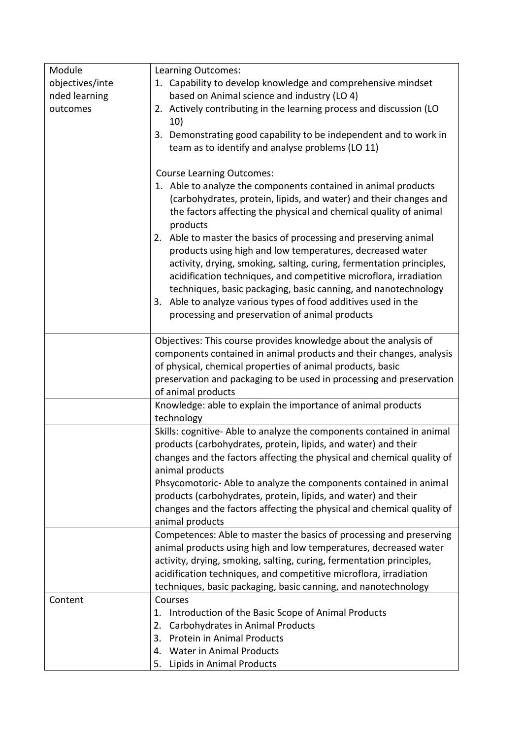| Module objectives/intended learning outcomes | Learning Outcomes:<br>1. Capability to develop knowledge and comprehensive mindset based on Animal science and industry (LO 4)<br>2. Actively contributing in the learning process and discussion (LO 10)<br>3. Demonstrating good capability to be independent and to work in team as to identify and analyse problems (LO 11)<br><br>Course Learning Outcomes:<br>1. Able to analyze the components contained in animal products (carbohydrates, protein, lipids, and water) and their changes and the factors affecting the physical and chemical quality of animal products<br>2. Able to master the basics of processing and preserving animal products using high and low temperatures, decreased water activity, drying, smoking, salting, curing, fermentation principles, acidification techniques, and competitive microflora, irradiation techniques, basic packaging, basic canning, and nanotechnology<br>3. Able to analyze various types of food additives used in the processing and preservation of animal products |
|---|---|
| | Objectives: This course provides knowledge about the analysis of components contained in animal products and their changes, analysis of physical, chemical properties of animal products, basic preservation and packaging to be used in processing and preservation of animal products |
| | Knowledge: able to explain the importance of animal products technology |
| | Skills: cognitive- Able to analyze the components contained in animal products (carbohydrates, protein, lipids, and water) and their changes and the factors affecting the physical and chemical quality of animal products<br>Phsycomotoric- Able to analyze the components contained in animal products (carbohydrates, protein, lipids, and water) and their changes and the factors affecting the physical and chemical quality of animal products |
| | Competences: Able to master the basics of processing and preserving animal products using high and low temperatures, decreased water activity, drying, smoking, salting, curing, fermentation principles, acidification techniques, and competitive microflora, irradiation techniques, basic packaging, basic canning, and nanotechnology |
| Content | Courses<br>1. Introduction of the Basic Scope of Animal Products<br>2. Carbohydrates in Animal Products<br>3. Protein in Animal Products<br>4. Water in Animal Products<br>5. Lipids in Animal Products |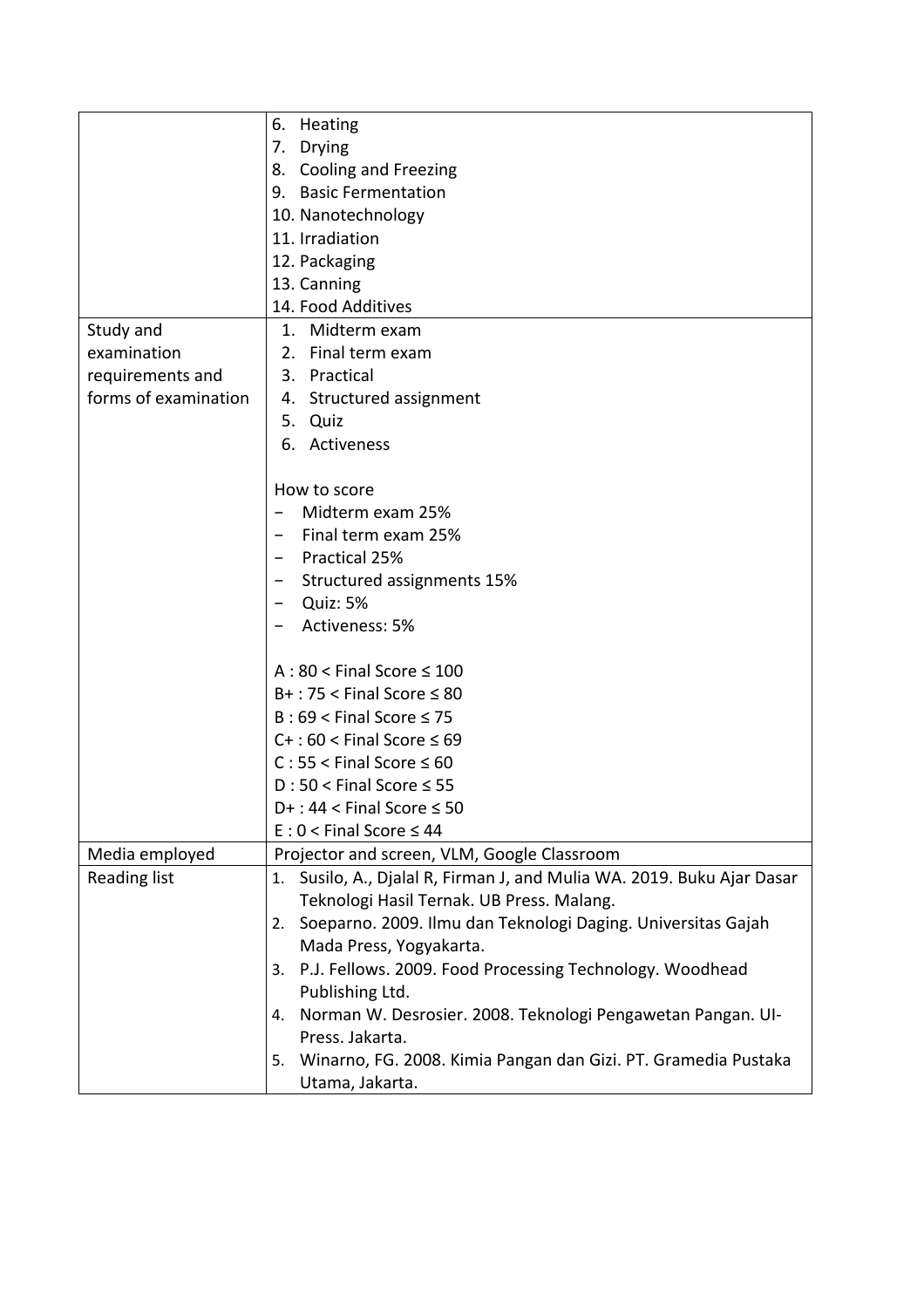| | |
|---|---|
| | 6. Heating<br>7. Drying<br>8. Cooling and Freezing<br>9. Basic Fermentation<br>10. Nanotechnology<br>11. Irradiation<br>12. Packaging<br>13. Canning<br>14. Food Additives |
| Study and examination requirements and forms of examination | 1. Midterm exam<br>2. Final term exam<br>3. Practical<br>4. Structured assignment<br>5. Quiz<br>6. Activeness<br><br>How to score<br>− Midterm exam 25%<br>− Final term exam 25%<br>− Practical 25%<br>− Structured assignments 15%<br>− Quiz: 5%<br>− Activeness: 5%<br><br>A : 80 < Final Score ≤ 100<br>B+ : 75 < Final Score ≤ 80<br>B : 69 < Final Score ≤ 75<br>C+ : 60 < Final Score ≤ 69<br>C : 55 < Final Score ≤ 60<br>D : 50 < Final Score ≤ 55<br>D+ : 44 < Final Score ≤ 50<br>E : 0 < Final Score ≤ 44 |
| Media employed | Projector and screen, VLM, Google Classroom |
| Reading list | 1. Susilo, A., Djalal R, Firman J, and Mulia WA. 2019. Buku Ajar Dasar Teknologi Hasil Ternak. UB Press. Malang.<br>2. Soeparno. 2009. Ilmu dan Teknologi Daging. Universitas Gajah Mada Press, Yogyakarta.<br>3. P.J. Fellows. 2009. Food Processing Technology. Woodhead Publishing Ltd.<br>4. Norman W. Desrosier. 2008. Teknologi Pengawetan Pangan. UI-Press. Jakarta.<br>5. Winarno, FG. 2008. Kimia Pangan dan Gizi. PT. Gramedia Pustaka Utama, Jakarta. |